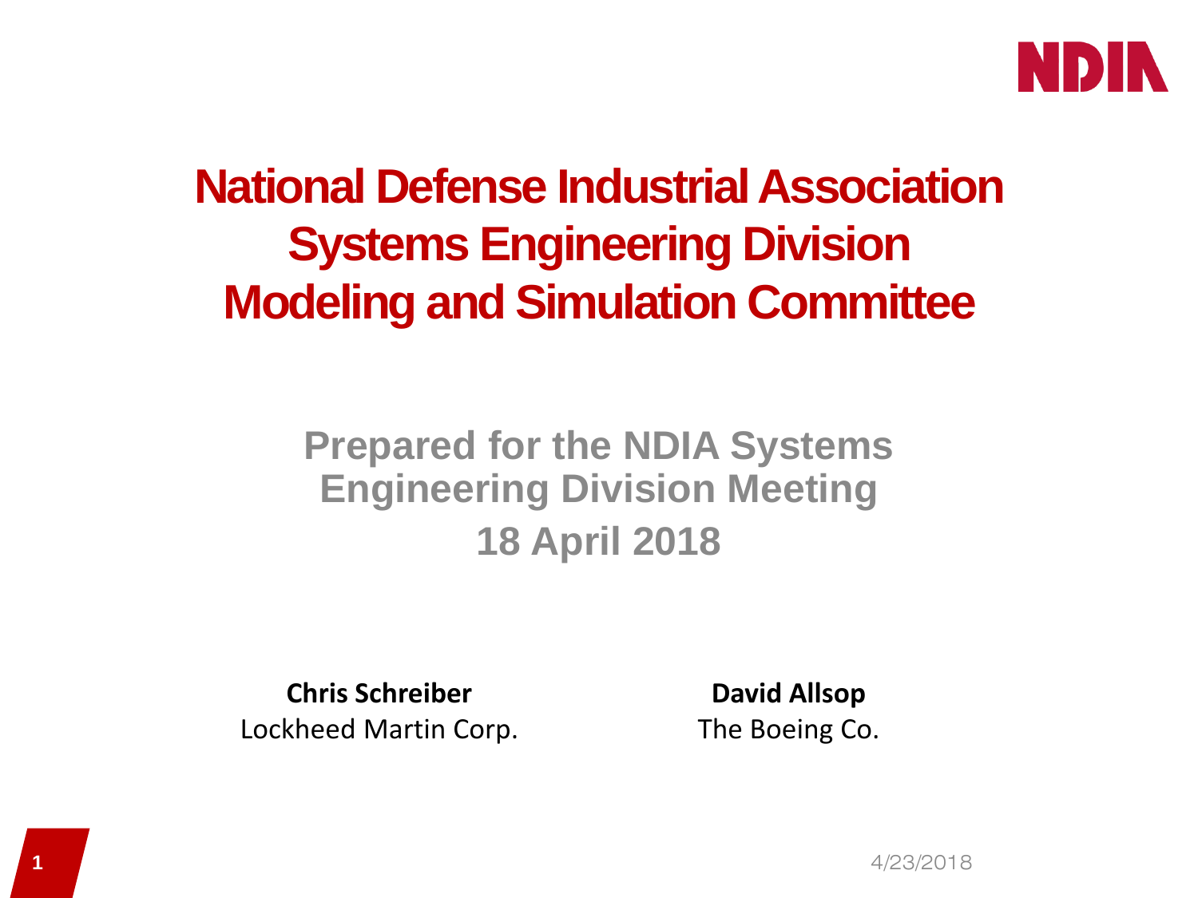# National Defense Industrial Association Systems Engineering Division Modeling and Simulation Committee

## Prepared for the NDIA Systems Engineering Division Meeting

## 18 April 2018

**Chris Schreiber**
Lockheed Martin Corp.

**David Allsop**
The Boeing Co.

4/23/2018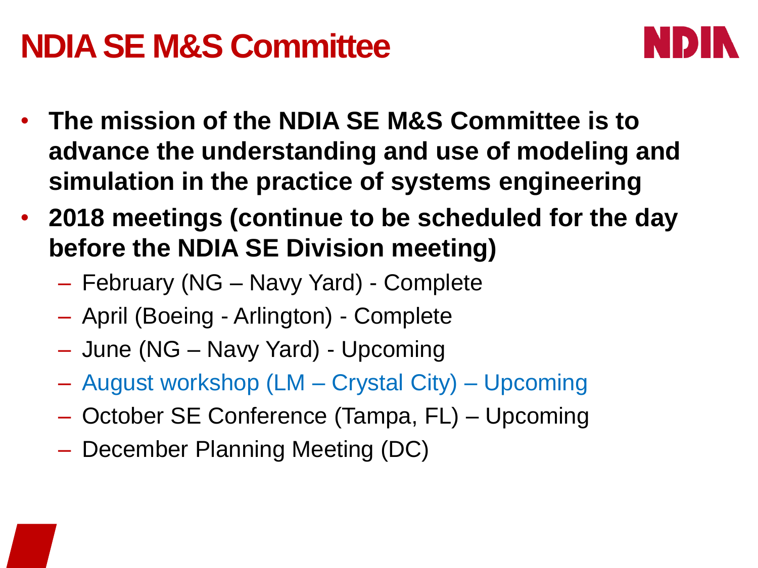# NDIA SE M&S Committee

- **The mission of the NDIA SE M&S Committee is to advance the understanding and use of modeling and simulation in the practice of systems engineering**
- **2018 meetings (continue to be scheduled for the day before the NDIA SE Division meeting)**
  - February (NG – Navy Yard) - Complete
  - April (Boeing - Arlington) - Complete
  - June (NG – Navy Yard) - Upcoming
  - August workshop (LM – Crystal City) – Upcoming
  - October SE Conference (Tampa, FL) – Upcoming
  - December Planning Meeting (DC)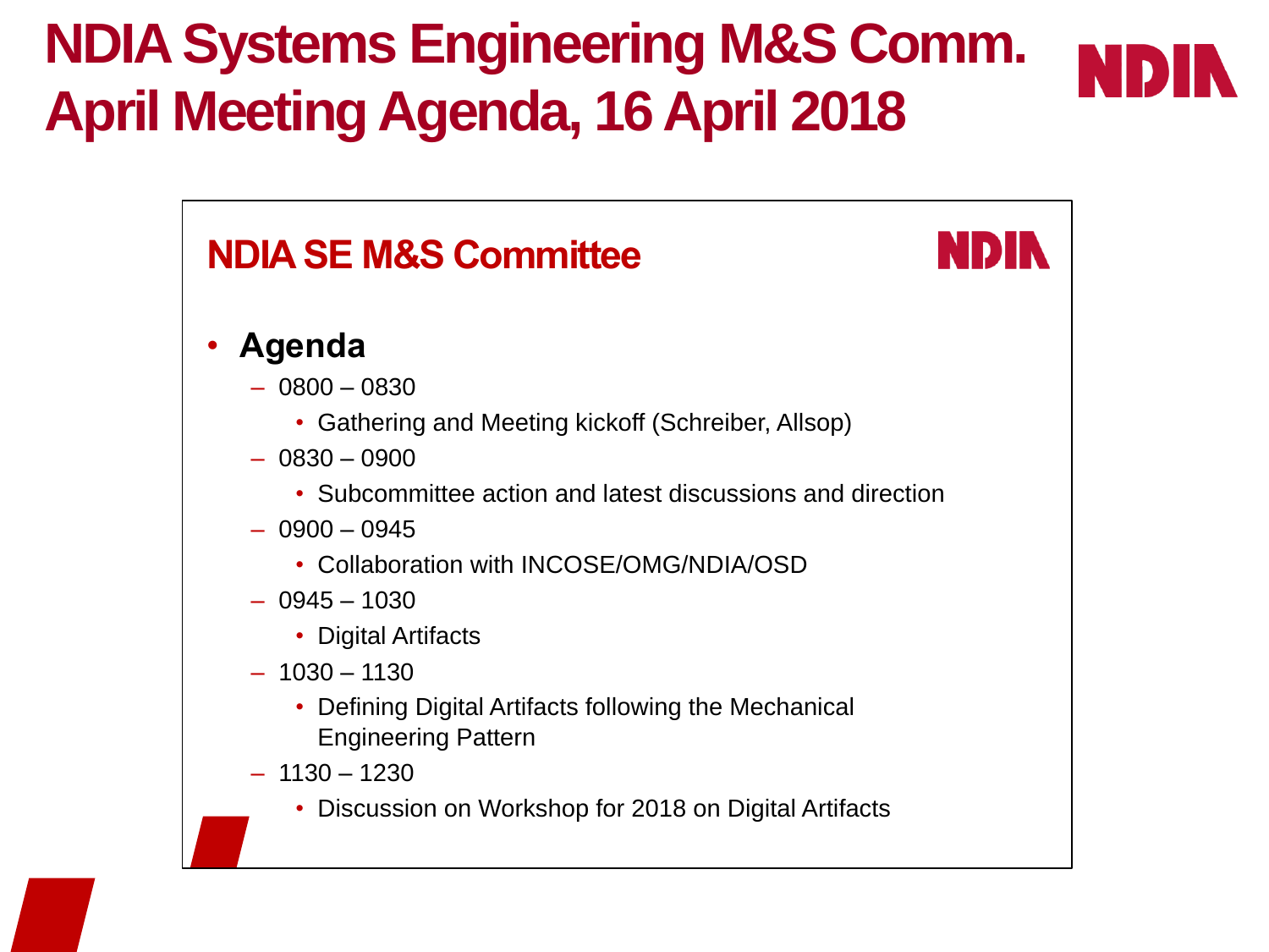# NDIA Systems Engineering M&S Comm. April Meeting Agenda, 16 April 2018

## NDIA SE M&S Committee

- **Agenda**
  - 0800 – 0830
    - Gathering and Meeting kickoff (Schreiber, Allsop)
  - 0830 – 0900
    - Subcommittee action and latest discussions and direction
  - 0900 – 0945
    - Collaboration with INCOSE/OMG/NDIA/OSD
  - 0945 – 1030
    - Digital Artifacts
  - 1030 – 1130
    - Defining Digital Artifacts following the Mechanical Engineering Pattern
  - 1130 – 1230
    - Discussion on Workshop for 2018 on Digital Artifacts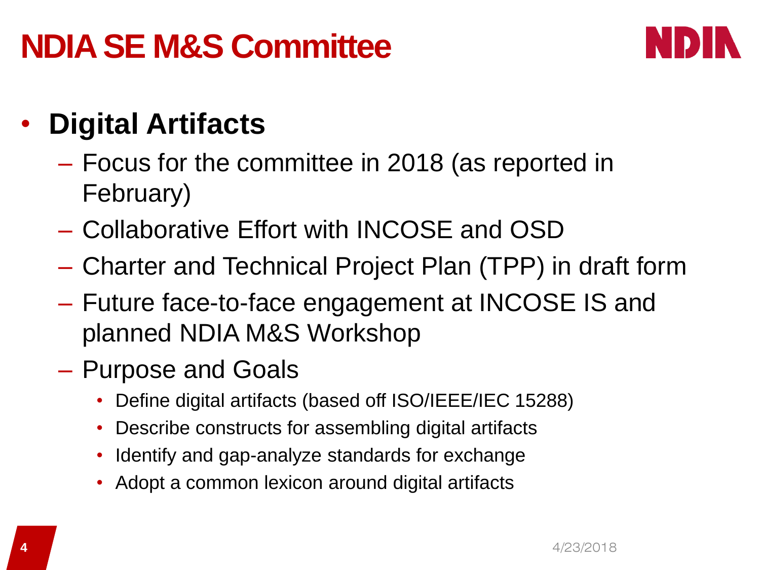# NDIA SE M&S Committee

- **Digital Artifacts**
  - Focus for the committee in 2018 (as reported in February)
  - Collaborative Effort with INCOSE and OSD
  - Charter and Technical Project Plan (TPP) in draft form
  - Future face-to-face engagement at INCOSE IS and planned NDIA M&S Workshop
  - Purpose and Goals
    - Define digital artifacts (based off ISO/IEEE/IEC 15288)
    - Describe constructs for assembling digital artifacts
    - Identify and gap-analyze standards for exchange
    - Adopt a common lexicon around digital artifacts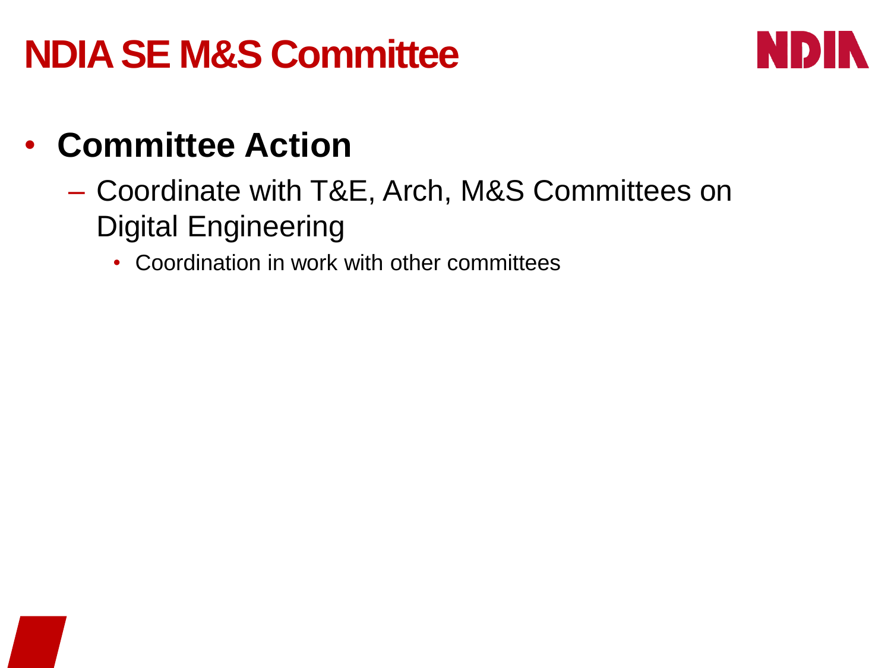# NDIA SE M&S Committee

- **Committee Action**
  - Coordinate with T&E, Arch, M&S Committees on Digital Engineering
    - Coordination in work with other committees